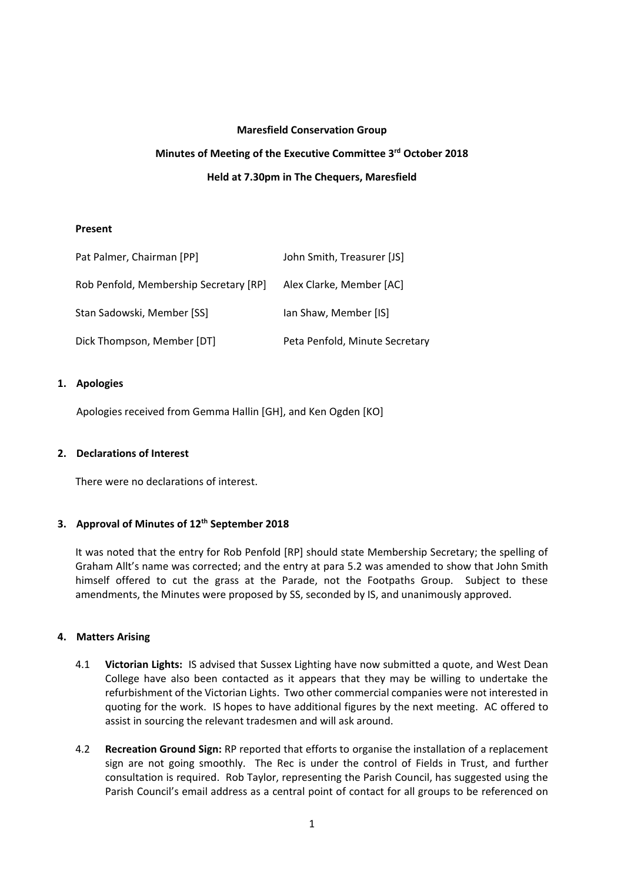**Maresfield Conservation Group**

**Minutes of Meeting of the Executive Committee 3rd October 2018**

**Held at 7.30pm in The Chequers, Maresfield**

**Present**

| | |
|---|---|
| Pat Palmer, Chairman [PP] | John Smith, Treasurer [JS] |
| Rob Penfold, Membership Secretary [RP] | Alex Clarke, Member [AC] |
| Stan Sadowski, Member [SS] | Ian Shaw, Member [IS] |
| Dick Thompson, Member [DT] | Peta Penfold, Minute Secretary |

**1. Apologies**

Apologies received from Gemma Hallin [GH], and Ken Ogden [KO]

**2. Declarations of Interest**

There were no declarations of interest.

**3. Approval of Minutes of 12th September 2018**

It was noted that the entry for Rob Penfold [RP] should state Membership Secretary; the spelling of Graham Allt's name was corrected; and the entry at para 5.2 was amended to show that John Smith himself offered to cut the grass at the Parade, not the Footpaths Group. Subject to these amendments, the Minutes were proposed by SS, seconded by IS, and unanimously approved.

**4. Matters Arising**

4.1 **Victorian Lights:** IS advised that Sussex Lighting have now submitted a quote, and West Dean College have also been contacted as it appears that they may be willing to undertake the refurbishment of the Victorian Lights. Two other commercial companies were not interested in quoting for the work. IS hopes to have additional figures by the next meeting. AC offered to assist in sourcing the relevant tradesmen and will ask around.

4.2 **Recreation Ground Sign:** RP reported that efforts to organise the installation of a replacement sign are not going smoothly. The Rec is under the control of Fields in Trust, and further consultation is required. Rob Taylor, representing the Parish Council, has suggested using the Parish Council's email address as a central point of contact for all groups to be referenced on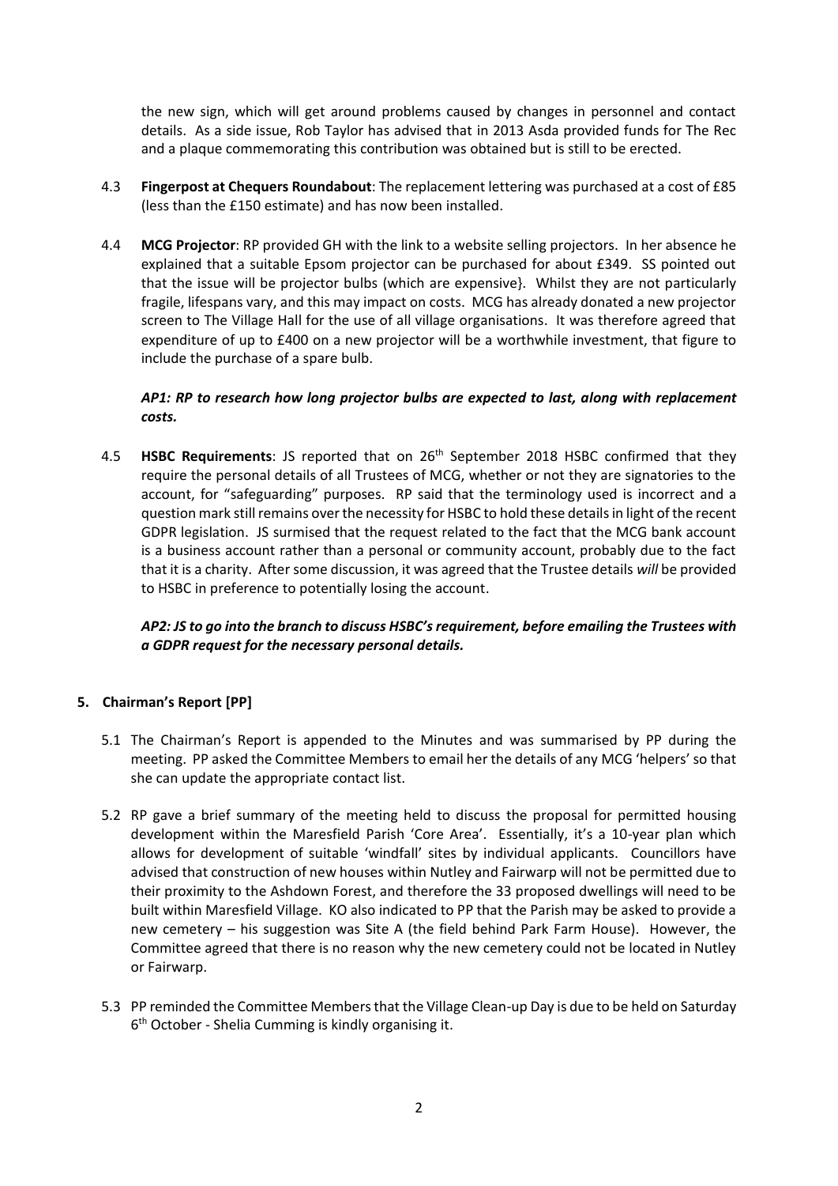the new sign, which will get around problems caused by changes in personnel and contact details. As a side issue, Rob Taylor has advised that in 2013 Asda provided funds for The Rec and a plaque commemorating this contribution was obtained but is still to be erected.

4.3 **Fingerpost at Chequers Roundabout**: The replacement lettering was purchased at a cost of £85 (less than the £150 estimate) and has now been installed.

4.4 **MCG Projector**: RP provided GH with the link to a website selling projectors. In her absence he explained that a suitable Epsom projector can be purchased for about £349. SS pointed out that the issue will be projector bulbs (which are expensive}. Whilst they are not particularly fragile, lifespans vary, and this may impact on costs. MCG has already donated a new projector screen to The Village Hall for the use of all village organisations. It was therefore agreed that expenditure of up to £400 on a new projector will be a worthwhile investment, that figure to include the purchase of a spare bulb.

***AP1: RP to research how long projector bulbs are expected to last, along with replacement costs.***

4.5 **HSBC Requirements**: JS reported that on 26th September 2018 HSBC confirmed that they require the personal details of all Trustees of MCG, whether or not they are signatories to the account, for "safeguarding" purposes. RP said that the terminology used is incorrect and a question mark still remains over the necessity for HSBC to hold these details in light of the recent GDPR legislation. JS surmised that the request related to the fact that the MCG bank account is a business account rather than a personal or community account, probably due to the fact that it is a charity. After some discussion, it was agreed that the Trustee details *will* be provided to HSBC in preference to potentially losing the account.

***AP2: JS to go into the branch to discuss HSBC's requirement, before emailing the Trustees with a GDPR request for the necessary personal details.***

## 5. Chairman's Report [PP]

5.1 The Chairman's Report is appended to the Minutes and was summarised by PP during the meeting. PP asked the Committee Members to email her the details of any MCG 'helpers' so that she can update the appropriate contact list.

5.2 RP gave a brief summary of the meeting held to discuss the proposal for permitted housing development within the Maresfield Parish 'Core Area'. Essentially, it's a 10-year plan which allows for development of suitable 'windfall' sites by individual applicants. Councillors have advised that construction of new houses within Nutley and Fairwarp will not be permitted due to their proximity to the Ashdown Forest, and therefore the 33 proposed dwellings will need to be built within Maresfield Village. KO also indicated to PP that the Parish may be asked to provide a new cemetery – his suggestion was Site A (the field behind Park Farm House). However, the Committee agreed that there is no reason why the new cemetery could not be located in Nutley or Fairwarp.

5.3 PP reminded the Committee Members that the Village Clean-up Day is due to be held on Saturday 6th October - Shelia Cumming is kindly organising it.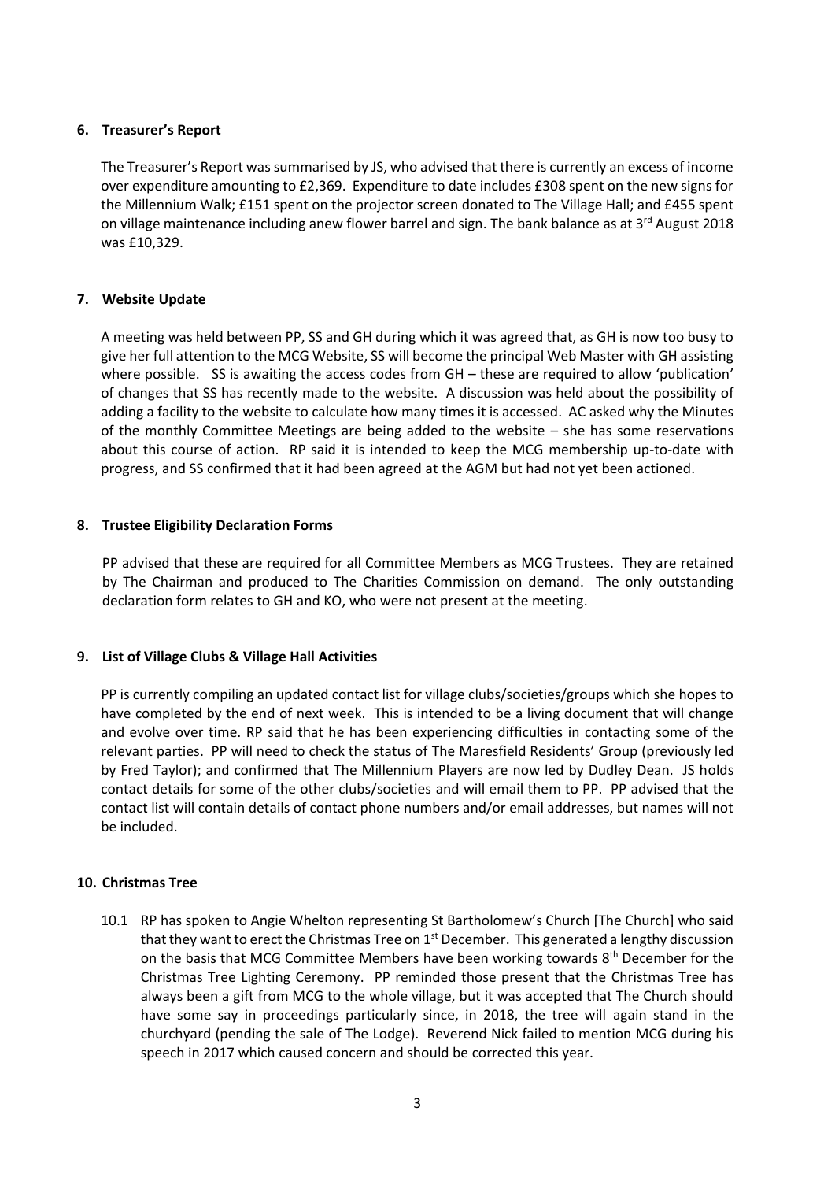## 6. Treasurer's Report

The Treasurer's Report was summarised by JS, who advised that there is currently an excess of income over expenditure amounting to £2,369. Expenditure to date includes £308 spent on the new signs for the Millennium Walk; £151 spent on the projector screen donated to The Village Hall; and £455 spent on village maintenance including anew flower barrel and sign. The bank balance as at 3rd August 2018 was £10,329.

## 7. Website Update

A meeting was held between PP, SS and GH during which it was agreed that, as GH is now too busy to give her full attention to the MCG Website, SS will become the principal Web Master with GH assisting where possible. SS is awaiting the access codes from GH – these are required to allow 'publication' of changes that SS has recently made to the website. A discussion was held about the possibility of adding a facility to the website to calculate how many times it is accessed. AC asked why the Minutes of the monthly Committee Meetings are being added to the website – she has some reservations about this course of action. RP said it is intended to keep the MCG membership up-to-date with progress, and SS confirmed that it had been agreed at the AGM but had not yet been actioned.

## 8. Trustee Eligibility Declaration Forms

PP advised that these are required for all Committee Members as MCG Trustees. They are retained by The Chairman and produced to The Charities Commission on demand. The only outstanding declaration form relates to GH and KO, who were not present at the meeting.

## 9. List of Village Clubs & Village Hall Activities

PP is currently compiling an updated contact list for village clubs/societies/groups which she hopes to have completed by the end of next week. This is intended to be a living document that will change and evolve over time. RP said that he has been experiencing difficulties in contacting some of the relevant parties. PP will need to check the status of The Maresfield Residents' Group (previously led by Fred Taylor); and confirmed that The Millennium Players are now led by Dudley Dean. JS holds contact details for some of the other clubs/societies and will email them to PP. PP advised that the contact list will contain details of contact phone numbers and/or email addresses, but names will not be included.

## 10. Christmas Tree

10.1 RP has spoken to Angie Whelton representing St Bartholomew's Church [The Church] who said that they want to erect the Christmas Tree on 1st December. This generated a lengthy discussion on the basis that MCG Committee Members have been working towards 8th December for the Christmas Tree Lighting Ceremony. PP reminded those present that the Christmas Tree has always been a gift from MCG to the whole village, but it was accepted that The Church should have some say in proceedings particularly since, in 2018, the tree will again stand in the churchyard (pending the sale of The Lodge). Reverend Nick failed to mention MCG during his speech in 2017 which caused concern and should be corrected this year.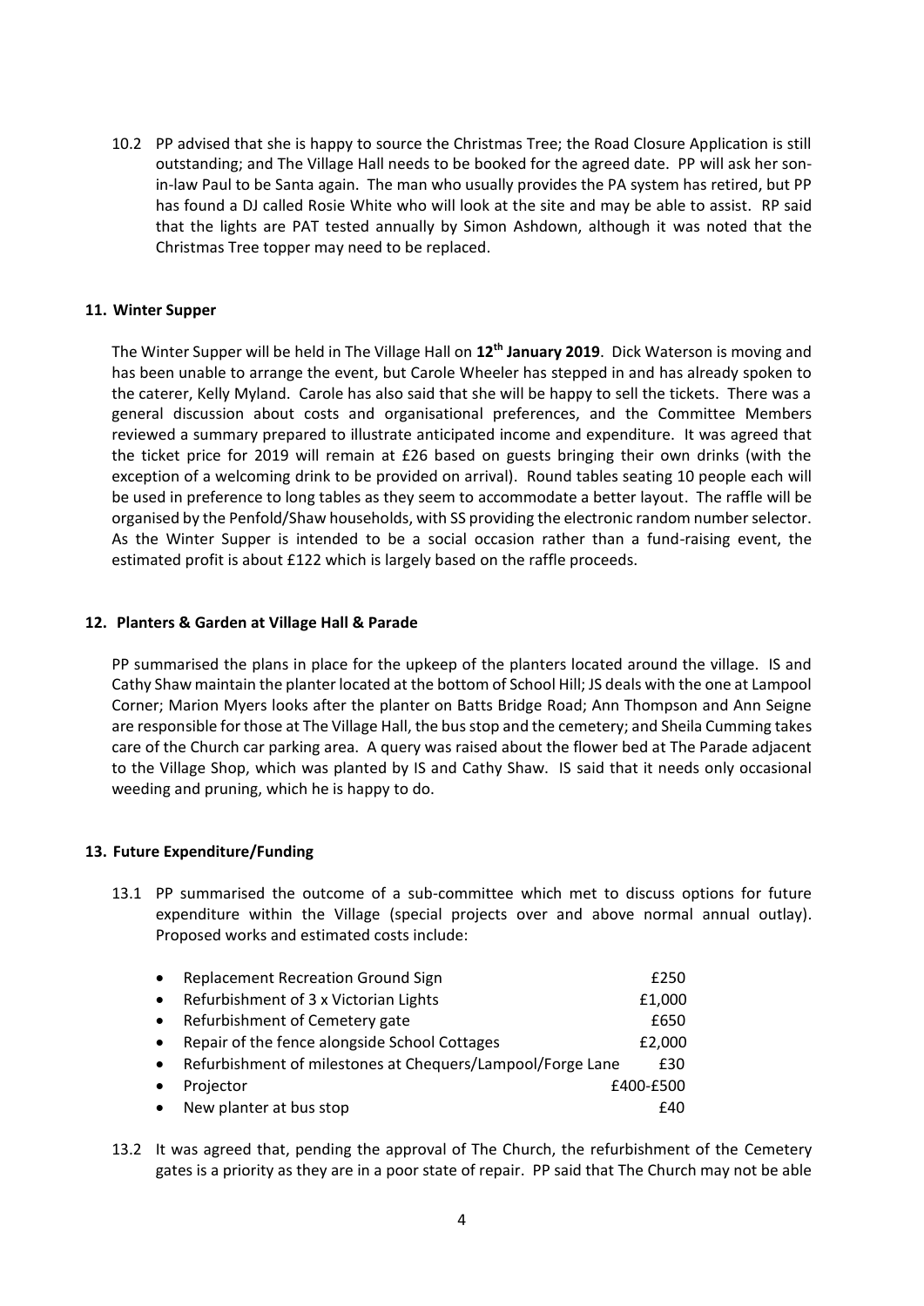10.2 PP advised that she is happy to source the Christmas Tree; the Road Closure Application is still outstanding; and The Village Hall needs to be booked for the agreed date. PP will ask her son-in-law Paul to be Santa again. The man who usually provides the PA system has retired, but PP has found a DJ called Rosie White who will look at the site and may be able to assist. RP said that the lights are PAT tested annually by Simon Ashdown, although it was noted that the Christmas Tree topper may need to be replaced.

## 11. Winter Supper

The Winter Supper will be held in The Village Hall on **12th January 2019**. Dick Waterson is moving and has been unable to arrange the event, but Carole Wheeler has stepped in and has already spoken to the caterer, Kelly Myland. Carole has also said that she will be happy to sell the tickets. There was a general discussion about costs and organisational preferences, and the Committee Members reviewed a summary prepared to illustrate anticipated income and expenditure. It was agreed that the ticket price for 2019 will remain at £26 based on guests bringing their own drinks (with the exception of a welcoming drink to be provided on arrival). Round tables seating 10 people each will be used in preference to long tables as they seem to accommodate a better layout. The raffle will be organised by the Penfold/Shaw households, with SS providing the electronic random number selector. As the Winter Supper is intended to be a social occasion rather than a fund-raising event, the estimated profit is about £122 which is largely based on the raffle proceeds.

## 12. Planters & Garden at Village Hall & Parade

PP summarised the plans in place for the upkeep of the planters located around the village. IS and Cathy Shaw maintain the planter located at the bottom of School Hill; JS deals with the one at Lampool Corner; Marion Myers looks after the planter on Batts Bridge Road; Ann Thompson and Ann Seigne are responsible for those at The Village Hall, the bus stop and the cemetery; and Sheila Cumming takes care of the Church car parking area. A query was raised about the flower bed at The Parade adjacent to the Village Shop, which was planted by IS and Cathy Shaw. IS said that it needs only occasional weeding and pruning, which he is happy to do.

## 13. Future Expenditure/Funding

13.1 PP summarised the outcome of a sub-committee which met to discuss options for future expenditure within the Village (special projects over and above normal annual outlay). Proposed works and estimated costs include:

- Replacement Recreation Ground Sign £250
- Refurbishment of 3 x Victorian Lights £1,000
- Refurbishment of Cemetery gate £650
- Repair of the fence alongside School Cottages £2,000
- Refurbishment of milestones at Chequers/Lampool/Forge Lane £30
- Projector £400-£500
- New planter at bus stop £40

13.2 It was agreed that, pending the approval of The Church, the refurbishment of the Cemetery gates is a priority as they are in a poor state of repair. PP said that The Church may not be able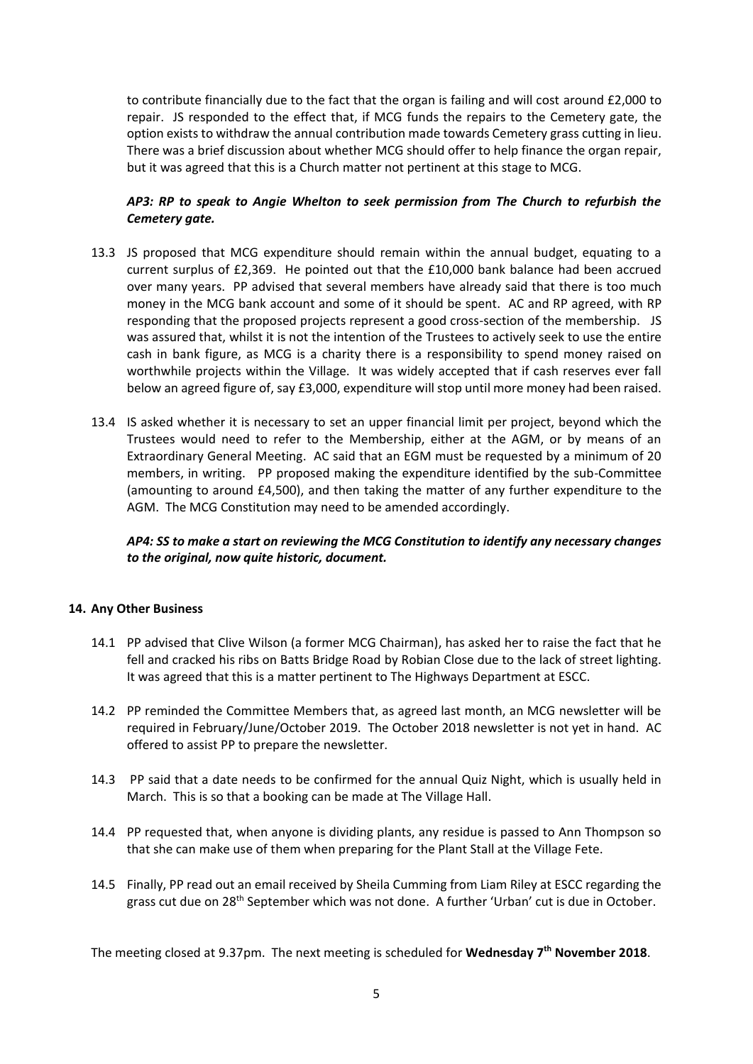to contribute financially due to the fact that the organ is failing and will cost around £2,000 to repair. JS responded to the effect that, if MCG funds the repairs to the Cemetery gate, the option exists to withdraw the annual contribution made towards Cemetery grass cutting in lieu. There was a brief discussion about whether MCG should offer to help finance the organ repair, but it was agreed that this is a Church matter not pertinent at this stage to MCG.

***AP3: RP to speak to Angie Whelton to seek permission from The Church to refurbish the Cemetery gate.***

13.3 JS proposed that MCG expenditure should remain within the annual budget, equating to a current surplus of £2,369. He pointed out that the £10,000 bank balance had been accrued over many years. PP advised that several members have already said that there is too much money in the MCG bank account and some of it should be spent. AC and RP agreed, with RP responding that the proposed projects represent a good cross-section of the membership. JS was assured that, whilst it is not the intention of the Trustees to actively seek to use the entire cash in bank figure, as MCG is a charity there is a responsibility to spend money raised on worthwhile projects within the Village. It was widely accepted that if cash reserves ever fall below an agreed figure of, say £3,000, expenditure will stop until more money had been raised.

13.4 IS asked whether it is necessary to set an upper financial limit per project, beyond which the Trustees would need to refer to the Membership, either at the AGM, or by means of an Extraordinary General Meeting. AC said that an EGM must be requested by a minimum of 20 members, in writing. PP proposed making the expenditure identified by the sub-Committee (amounting to around £4,500), and then taking the matter of any further expenditure to the AGM. The MCG Constitution may need to be amended accordingly.

***AP4: SS to make a start on reviewing the MCG Constitution to identify any necessary changes to the original, now quite historic, document.***

**14. Any Other Business**

14.1 PP advised that Clive Wilson (a former MCG Chairman), has asked her to raise the fact that he fell and cracked his ribs on Batts Bridge Road by Robian Close due to the lack of street lighting. It was agreed that this is a matter pertinent to The Highways Department at ESCC.

14.2 PP reminded the Committee Members that, as agreed last month, an MCG newsletter will be required in February/June/October 2019. The October 2018 newsletter is not yet in hand. AC offered to assist PP to prepare the newsletter.

14.3 PP said that a date needs to be confirmed for the annual Quiz Night, which is usually held in March. This is so that a booking can be made at The Village Hall.

14.4 PP requested that, when anyone is dividing plants, any residue is passed to Ann Thompson so that she can make use of them when preparing for the Plant Stall at the Village Fete.

14.5 Finally, PP read out an email received by Sheila Cumming from Liam Riley at ESCC regarding the grass cut due on 28th September which was not done. A further 'Urban' cut is due in October.

The meeting closed at 9.37pm. The next meeting is scheduled for **Wednesday 7th November 2018**.